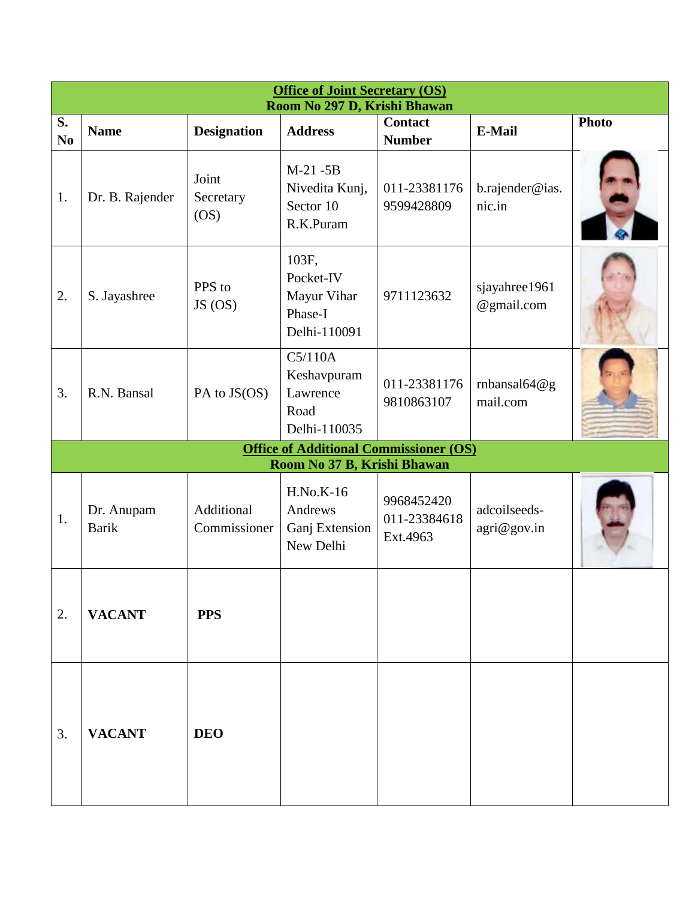| **Office of Joint Secretary (OS)**<br>**Room No 297 D, Krishi Bhawan** | | | | | | |
|---|---|---|---|---|---|---|
| **S. No** | **Name** | **Designation** | **Address** | **Contact Number** | **E-Mail** | **Photo** |
| 1. | Dr. B. Rajender | Joint Secretary (OS) | M-21 -5B Nivedita Kunj, Sector 10 R.K.Puram | 011-23381176 9599428809 | b.rajender@ias.nic.in | |
| 2. | S. Jayashree | PPS to JS (OS) | 103F, Pocket-IV Mayur Vihar Phase-I Delhi-110091 | 9711123632 | sjayahree1961@gmail.com | |
| 3. | R.N. Bansal | PA to JS(OS) | C5/110A Keshavpuram Lawrence Road Delhi-110035 | 011-23381176 9810863107 | rnbansal64@gmail.com | |
| **Office of Additional Commissioner (OS)**<br>**Room No 37 B, Krishi Bhawan** | | | | | | |
| 1. | Dr. Anupam Barik | Additional Commissioner | H.No.K-16 Andrews Ganj Extension New Delhi | 9968452420 011-23384618 Ext.4963 | adcoilseeds-agri@gov.in | |
| 2. | **VACANT** | **PPS** | | | | |
| 3. | **VACANT** | **DEO** | | | | |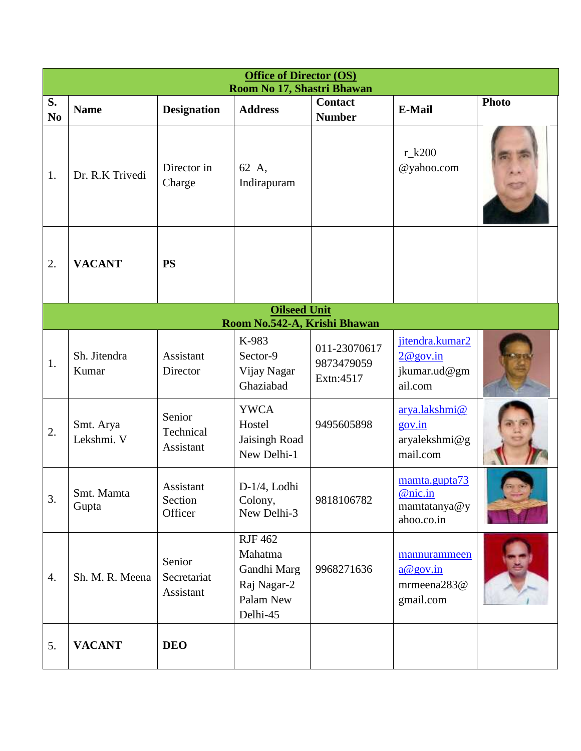| S. No | Name | Designation | Address | Contact Number | E-Mail | Photo |
|---|---|---|---|---|---|---|
| **Office of Director (OS)**<br>**Room No 17, Shastri Bhawan** | | | | | | |
| 1. | Dr. R.K Trivedi | Director in Charge | 62 A, Indirapuram | | r_k200 @yahoo.com | |
| 2. | **VACANT** | **PS** | | | | |
| **Oilseed Unit**<br>**Room No.542-A, Krishi Bhawan** | | | | | | |
| 1. | Sh. Jitendra Kumar | Assistant Director | K-983 Sector-9 Vijay Nagar Ghaziabad | 011-23070617 9873479059 Extn:4517 | jitendra.kumar22@gov.in jkumar.ud@gmail.com | |
| 2. | Smt. Arya Lekshmi. V | Senior Technical Assistant | YWCA Hostel Jaisingh Road New Delhi-1 | 9495605898 | arya.lakshmi@gov.in aryalekshmi@gmail.com | |
| 3. | Smt. Mamta Gupta | Assistant Section Officer | D-1/4, Lodhi Colony, New Delhi-3 | 9818106782 | mamta.gupta73@nic.in mamtatanya@yahoo.co.in | |
| 4. | Sh. M. R. Meena | Senior Secretariat Assistant | RJF 462 Mahatma Gandhi Marg Raj Nagar-2 Palam New Delhi-45 | 9968271636 | mannurammeena@gov.in mrmeena283@gmail.com | |
| 5. | **VACANT** | **DEO** | | | | |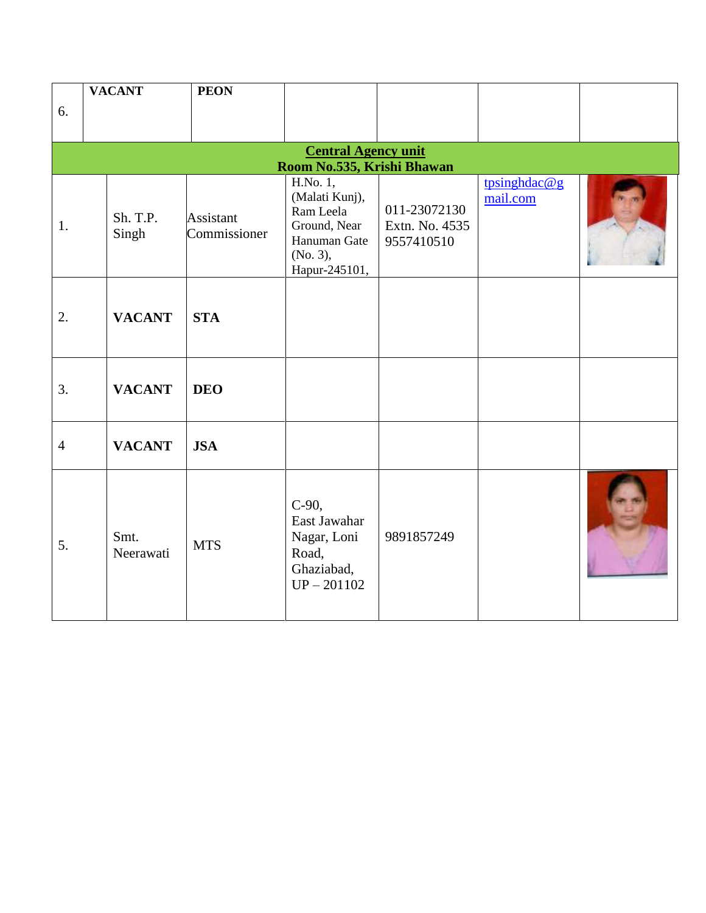| 6. | **VACANT** | **PEON** | | | | |
|---|---|---|---|---|---|---|
| **Central Agency unit Room No.535, Krishi Bhawan** | | | | | | |
| 1. | Sh. T.P. Singh | Assistant Commissioner | H.No. 1, (Malati Kunj), Ram Leela Ground, Near Hanuman Gate (No. 3), Hapur-245101, | 011-23072130 Extn. No. 4535 9557410510 | tpsinghdac@gmail.com | |
| 2. | **VACANT** | **STA** | | | | |
| 3. | **VACANT** | **DEO** | | | | |
| 4 | **VACANT** | **JSA** | | | | |
| 5. | Smt. Neerawati | MTS | C-90, East Jawahar Nagar, Loni Road, Ghaziabad, UP – 201102 | 9891857249 | | |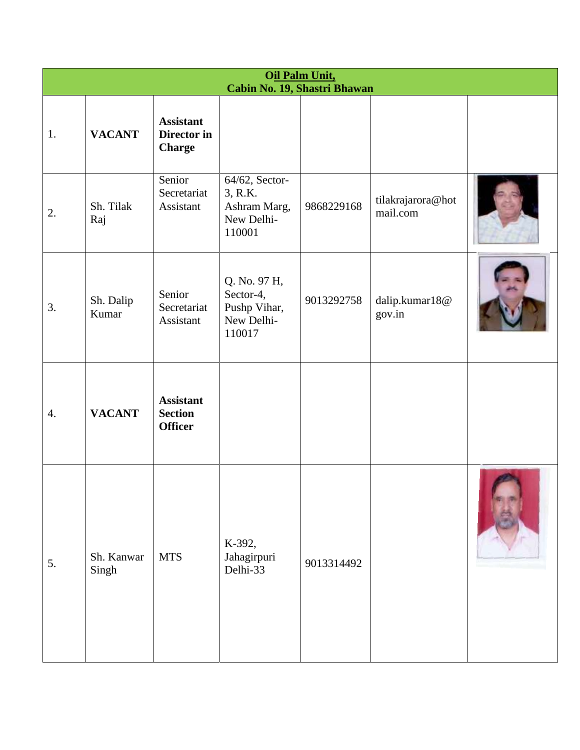| **Oil Palm Unit, Cabin No. 19, Shastri Bhawan** | | | | | | |
|---|---|---|---|---|---|---|
| 1. | **VACANT** | **Assistant Director in Charge** | | | | |
| 2. | Sh. Tilak Raj | Senior Secretariat Assistant | 64/62, Sector-3, R.K. Ashram Marg, New Delhi-110001 | 9868229168 | tilakrajarora@hotmail.com | |
| 3. | Sh. Dalip Kumar | Senior Secretariat Assistant | Q. No. 97 H, Sector-4, Pushp Vihar, New Delhi-110017 | 9013292758 | dalip.kumar18@gov.in | |
| 4. | **VACANT** | **Assistant Section Officer** | | | | |
| 5. | Sh. Kanwar Singh | MTS | K-392, Jahagirpuri Delhi-33 | 9013314492 | | |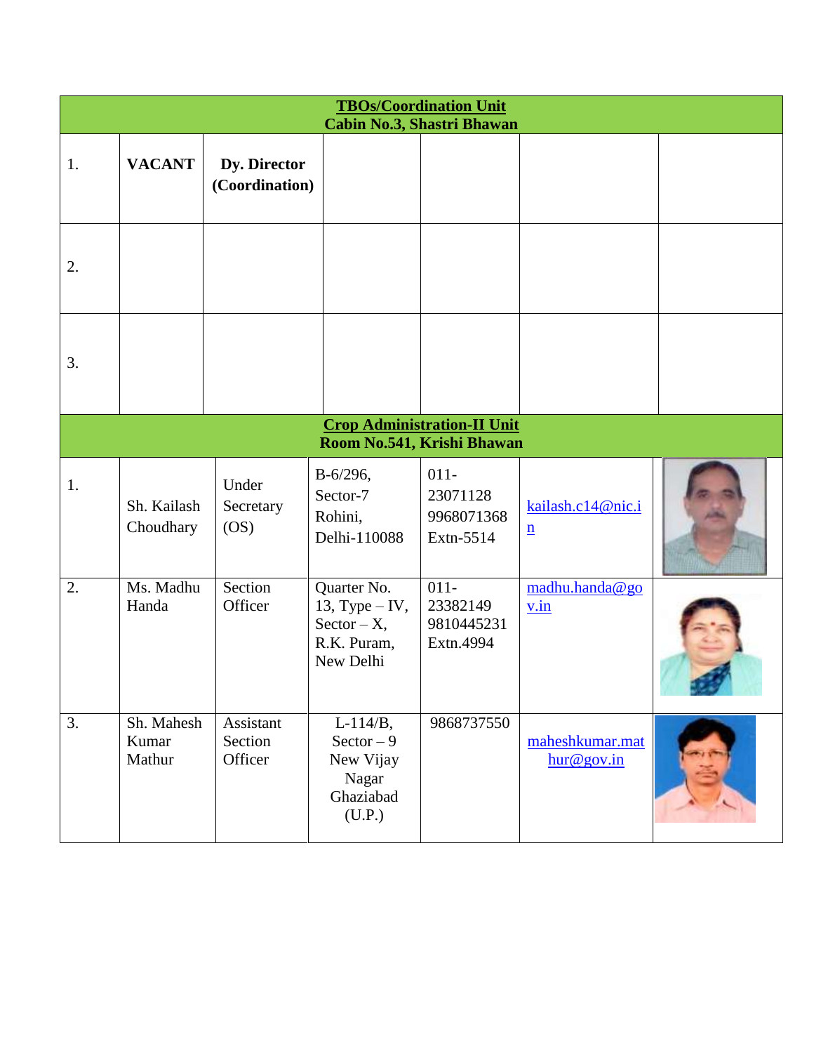| **TBOs/Coordination Unit**<br>**Cabin No.3, Shastri Bhawan** | | | | | | |
|---|---|---|---|---|---|---|
| 1. | **VACANT** | **Dy. Director (Coordination)** | | | | |
| 2. | | | | | | |
| 3. | | | | | | |
| **Crop Administration-II Unit**<br>**Room No.541, Krishi Bhawan** | | | | | | |
| 1. | Sh. Kailash Choudhary | Under Secretary (OS) | B-6/296, Sector-7 Rohini, Delhi-110088 | 011-23071128 9968071368 Extn-5514 | kailash.c14@nic.in | |
| 2. | Ms. Madhu Handa | Section Officer | Quarter No. 13, Type – IV, Sector – X, R.K. Puram, New Delhi | 011-23382149 9810445231 Extn.4994 | madhu.handa@gov.in | |
| 3. | Sh. Mahesh Kumar Mathur | Assistant Section Officer | L-114/B, Sector – 9 New Vijay Nagar Ghaziabad (U.P.) | 9868737550 | maheshkumar.mathur@gov.in | |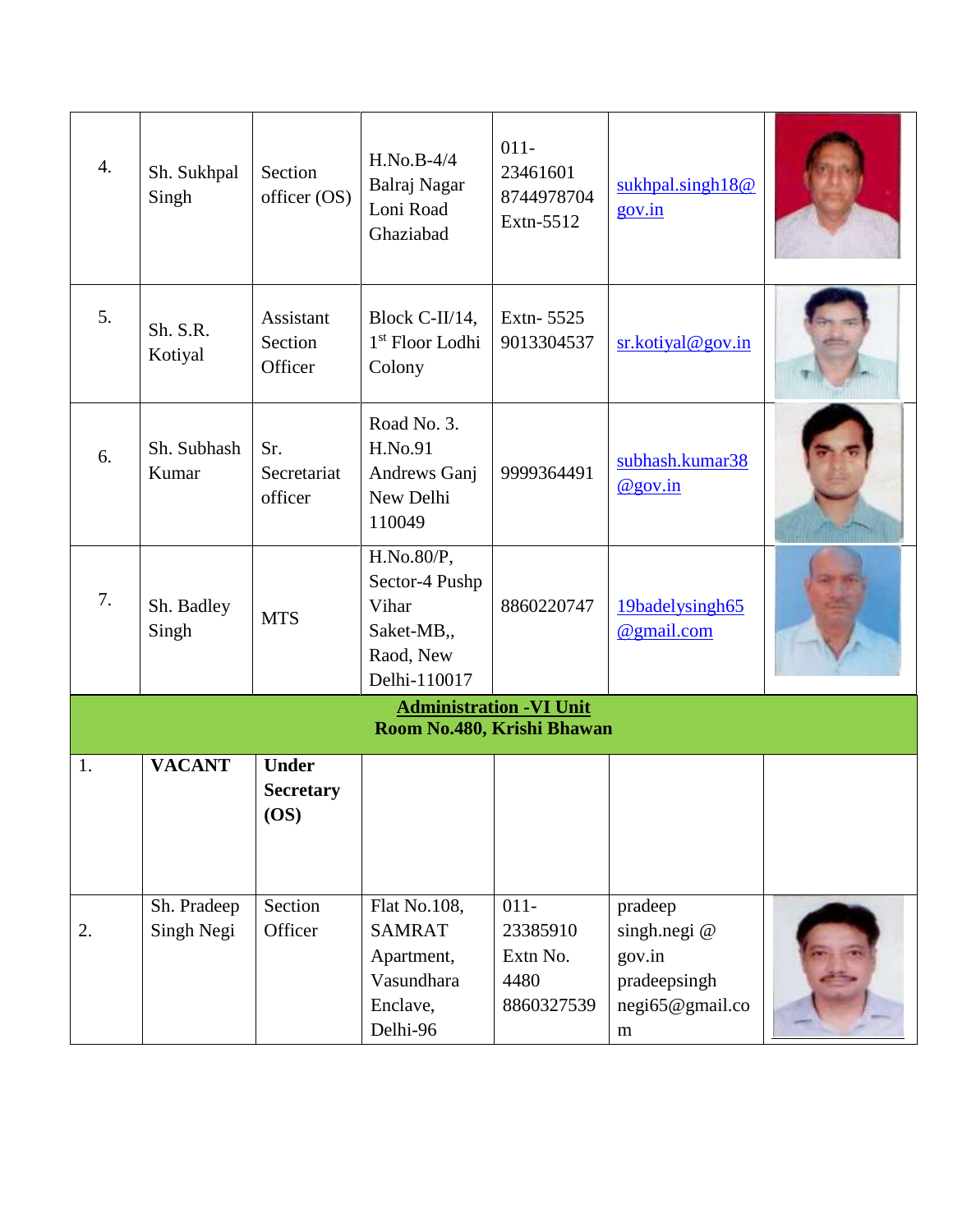| | | | | | | |
|---|---|---|---|---|---|---|
| 4. | Sh. Sukhpal Singh | Section officer (OS) | H.No.B-4/4 Balraj Nagar Loni Road Ghaziabad | 011-23461601 8744978704 Extn-5512 | sukhpal.singh18@gov.in | |
| 5. | Sh. S.R. Kotiyal | Assistant Section Officer | Block C-II/14, 1st Floor Lodhi Colony | Extn- 5525 9013304537 | sr.kotiyal@gov.in | |
| 6. | Sh. Subhash Kumar | Sr. Secretariat officer | Road No. 3. H.No.91 Andrews Ganj New Delhi 110049 | 9999364491 | subhash.kumar38@gov.in | |
| 7. | Sh. Badley Singh | MTS | H.No.80/P, Sector-4 Pushp Vihar Saket-MB,, Raod, New Delhi-110017 | 8860220747 | 19badelysingh65@gmail.com | |
| **Administration -VI Unit Room No.480, Krishi Bhawan** | | | | | | |
| 1. | **VACANT** | **Under Secretary (OS)** | | | | |
| 2. | Sh. Pradeep Singh Negi | Section Officer | Flat No.108, SAMRAT Apartment, Vasundhara Enclave, Delhi-96 | 011-23385910 Extn No. 4480 8860327539 | pradeep singh.negi @ gov.in pradeepsingh negi65@gmail.com | |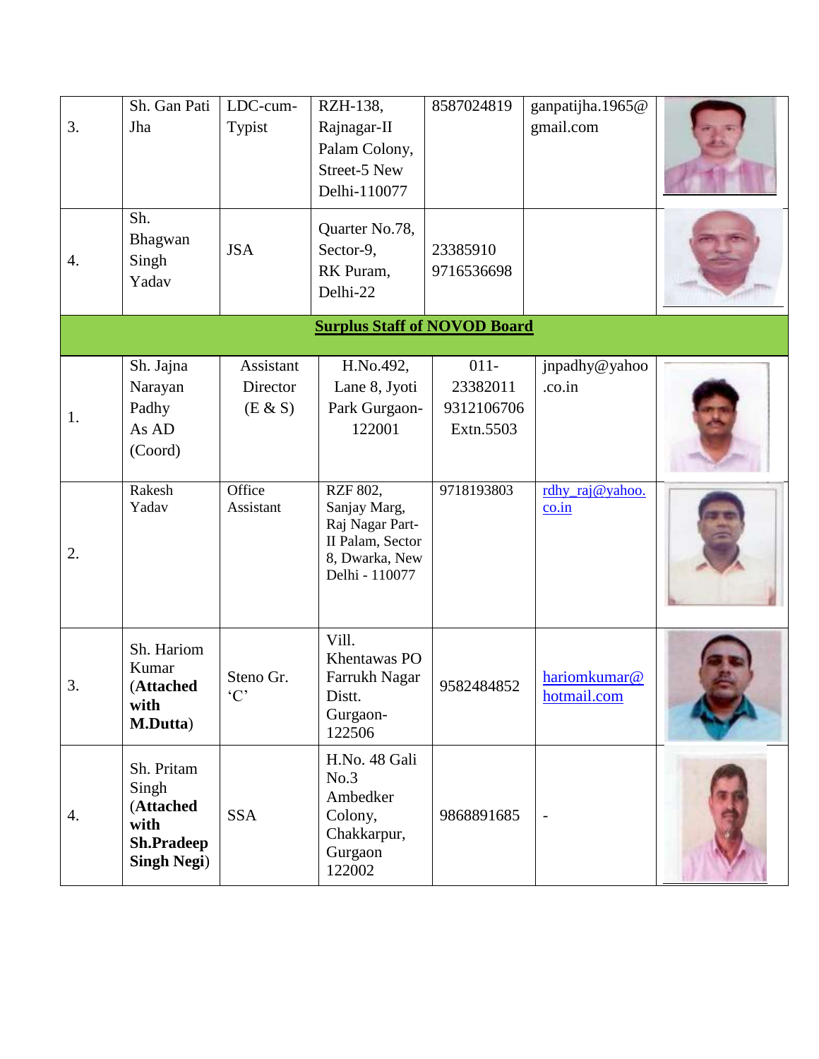| | | | | | | |
|---|---|---|---|---|---|---|
| 3. | Sh. Gan Pati Jha | LDC-cum-Typist | RZH-138, Rajnagar-II Palam Colony, Street-5 New Delhi-110077 | 8587024819 | ganpatijha.1965@gmail.com | |
| 4. | Sh. Bhagwan Singh Yadav | JSA | Quarter No.78, Sector-9, RK Puram, Delhi-22 | 23385910 9716536698 | | |
| **Surplus Staff of NOVOD Board** | | | | | | |
| 1. | Sh. Jajna Narayan Padhy As AD (Coord) | Assistant Director (E & S) | H.No.492, Lane 8, Jyoti Park Gurgaon-122001 | 011-23382011 9312106706 Extn.5503 | jnpadhy@yahoo.co.in | |
| 2. | Rakesh Yadav | Office Assistant | RZF 802, Sanjay Marg, Raj Nagar Part-II Palam, Sector 8, Dwarka, New Delhi - 110077 | 9718193803 | rdhy_raj@yahoo.co.in | |
| 3. | Sh. Hariom Kumar (**Attached with M.Dutta**) | Steno Gr. 'C' | Vill. Khentawas PO Farrukh Nagar Distt. Gurgaon-122506 | 9582484852 | hariomkumar@hotmail.com | |
| 4. | Sh. Pritam Singh (**Attached with Sh.Pradeep Singh Negi**) | SSA | H.No. 48 Gali No.3 Ambedker Colony, Chakkarpur, Gurgaon 122002 | 9868891685 | - | |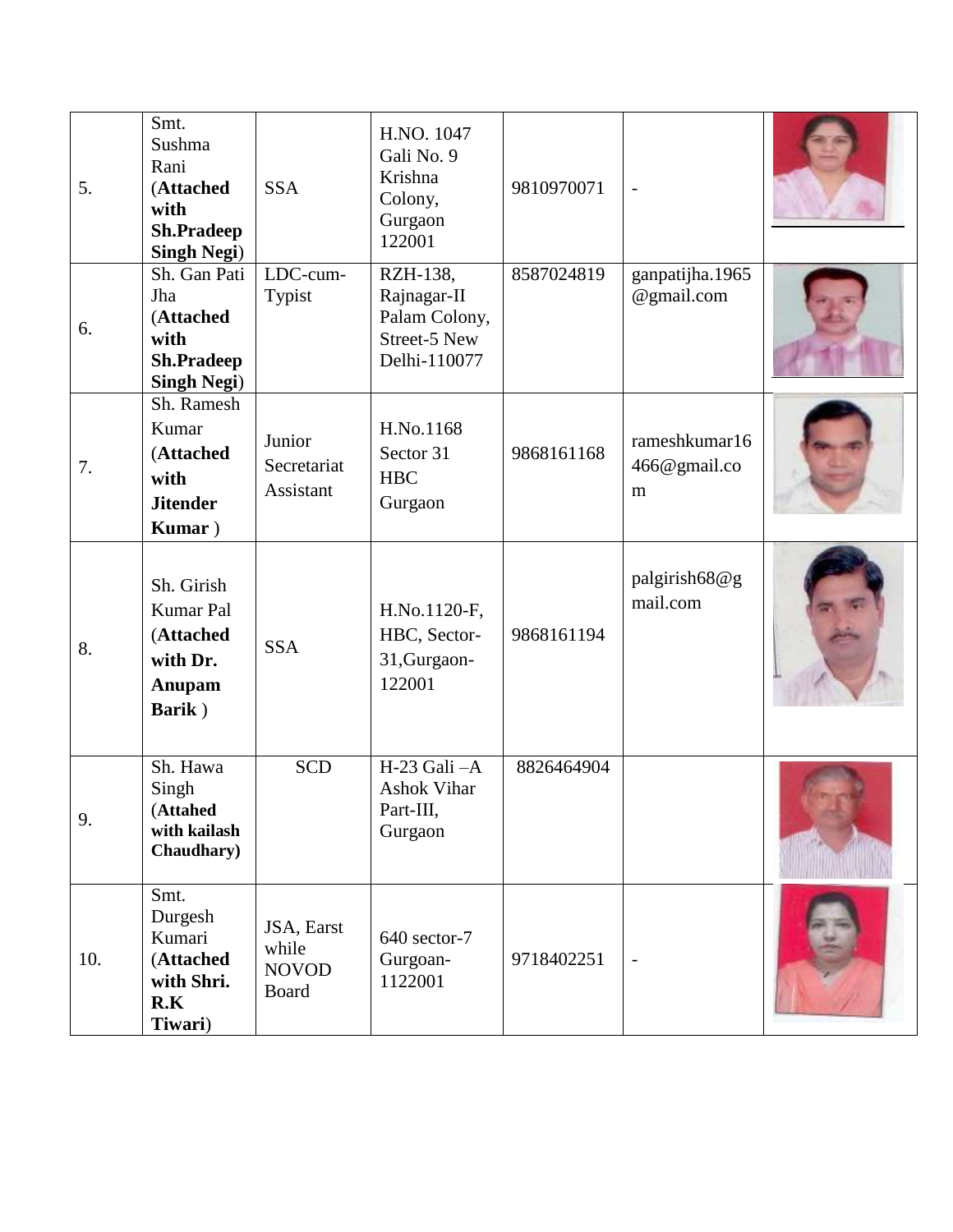| 5. | Smt. Sushma Rani (**Attached with Sh.Pradeep Singh Negi**) | SSA | H.NO. 1047 Gali No. 9 Krishna Colony, Gurgaon 122001 | 9810970071 | - | |
|---|---|---|---|---|---|---|
| 6. | Sh. Gan Pati Jha (**Attached with Sh.Pradeep Singh Negi**) | LDC-cum-Typist | RZH-138, Rajnagar-II Palam Colony, Street-5 New Delhi-110077 | 8587024819 | ganpatijha.1965@gmail.com | |
| 7. | Sh. Ramesh Kumar (**Attached with Jitender Kumar** ) | Junior Secretariat Assistant | H.No.1168 Sector 31 HBC Gurgaon | 9868161168 | rameshkumar16466@gmail.com | |
| 8. | Sh. Girish Kumar Pal (**Attached with Dr. Anupam Barik** ) | SSA | H.No.1120-F, HBC, Sector-31,Gurgaon-122001 | 9868161194 | palgirish68@gmail.com | |
| 9. | Sh. Hawa Singh (**Attahed with kailash Chaudhary)** | SCD | H-23 Gali –A Ashok Vihar Part-III, Gurgaon | 8826464904 | | |
| 10. | Smt. Durgesh Kumari (**Attached with Shri. R.K Tiwari**) | JSA, Earst while NOVOD Board | 640 sector-7 Gurgoan-1122001 | 9718402251 | - | |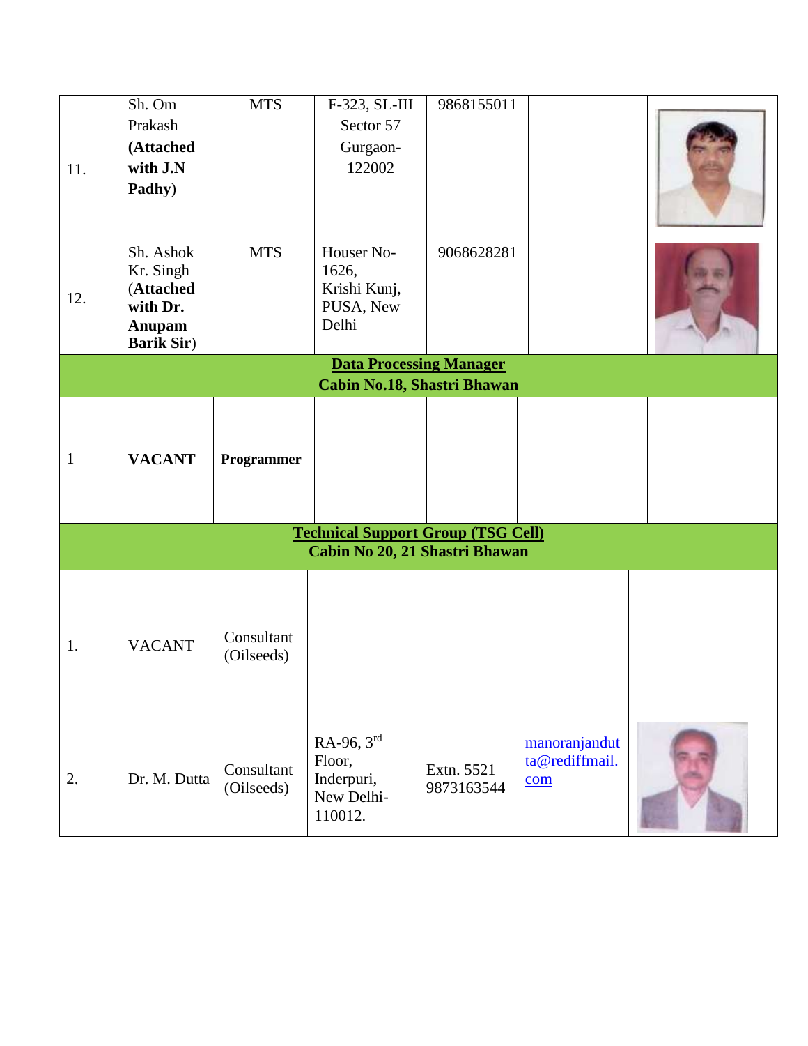| | | | | | | |
|---|---|---|---|---|---|---|
| 11. | Sh. Om Prakash **(Attached with J.N Padhy)** | MTS | F-323, SL-III Sector 57 Gurgaon-122002 | 9868155011 | | |
| 12. | Sh. Ashok Kr. Singh (**Attached with Dr. Anupam Barik Sir**) | MTS | Houser No-1626, Krishi Kunj, PUSA, New Delhi | 9068628281 | | |
| **Data Processing Manager** **Cabin No.18, Shastri Bhawan** | | | | | | |
| 1 | **VACANT** | **Programmer** | | | | |
| **Technical Support Group (TSG Cell)** **Cabin No 20, 21 Shastri Bhawan** | | | | | | |
| 1. | VACANT | Consultant (Oilseeds) | | | | |
| 2. | Dr. M. Dutta | Consultant (Oilseeds) | RA-96, 3rd Floor, Inderpuri, New Delhi-110012. | Extn. 5521 9873163544 | manoranjandutta@rediffmail.com | |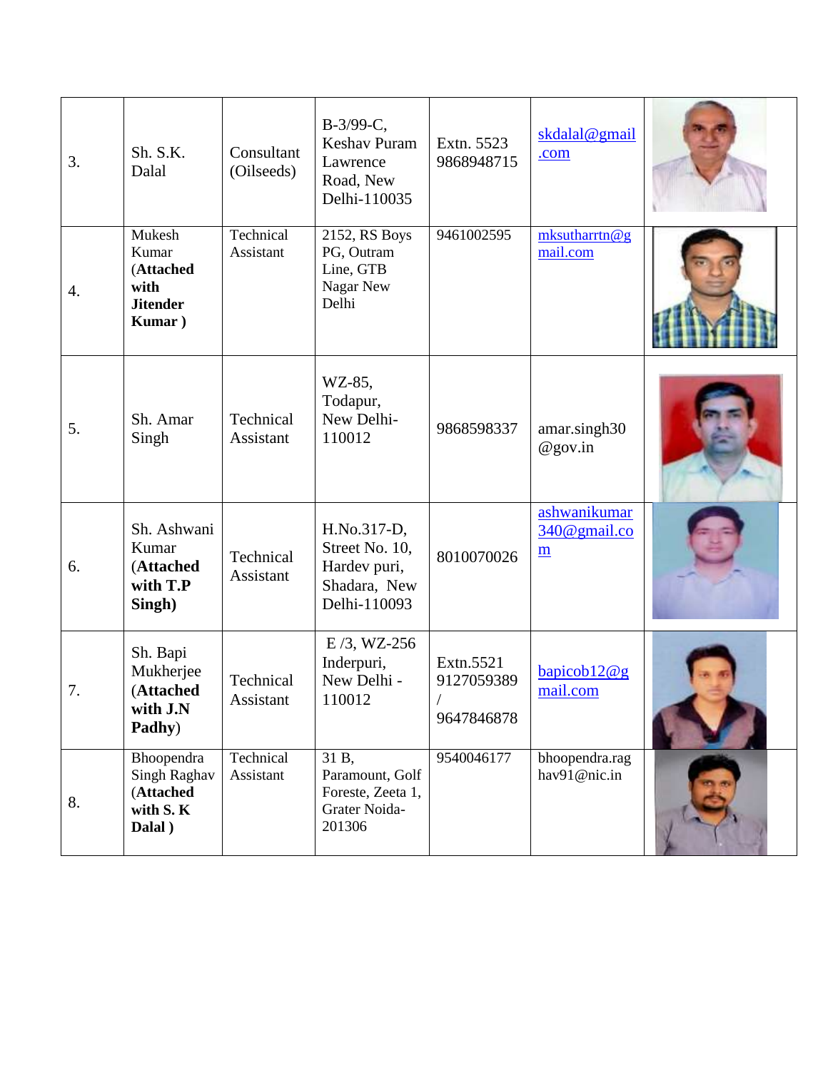| 3. | Sh. S.K. Dalal | Consultant (Oilseeds) | B-3/99-C, Keshav Puram Lawrence Road, New Delhi-110035 | Extn. 5523 9868948715 | skdalal@gmail.com | |
|---|---|---|---|---|---|---|
| 4. | Mukesh Kumar (**Attached with Jitender Kumar )** | Technical Assistant | 2152, RS Boys PG, Outram Line, GTB Nagar New Delhi | 9461002595 | mksutharrtn@gmail.com | |
| 5. | Sh. Amar Singh | Technical Assistant | WZ-85, Todapur, New Delhi-110012 | 9868598337 | amar.singh30@gov.in | |
| 6. | Sh. Ashwani Kumar (**Attached with T.P Singh)** | Technical Assistant | H.No.317-D, Street No. 10, Hardev puri, Shadara, New Delhi-110093 | 8010070026 | ashwanikumar340@gmail.com | |
| 7. | Sh. Bapi Mukherjee (**Attached with J.N Padhy**) | Technical Assistant | E /3, WZ-256 Inderpuri, New Delhi - 110012 | Extn.5521 9127059389 / 9647846878 | bapicob12@gmail.com | |
| 8. | Bhoopendra Singh Raghav (**Attached with S. K Dalal )** | Technical Assistant | 31 B, Paramount, Golf Foreste, Zeeta 1, Grater Noida-201306 | 9540046177 | bhoopendra.raghav91@nic.in | |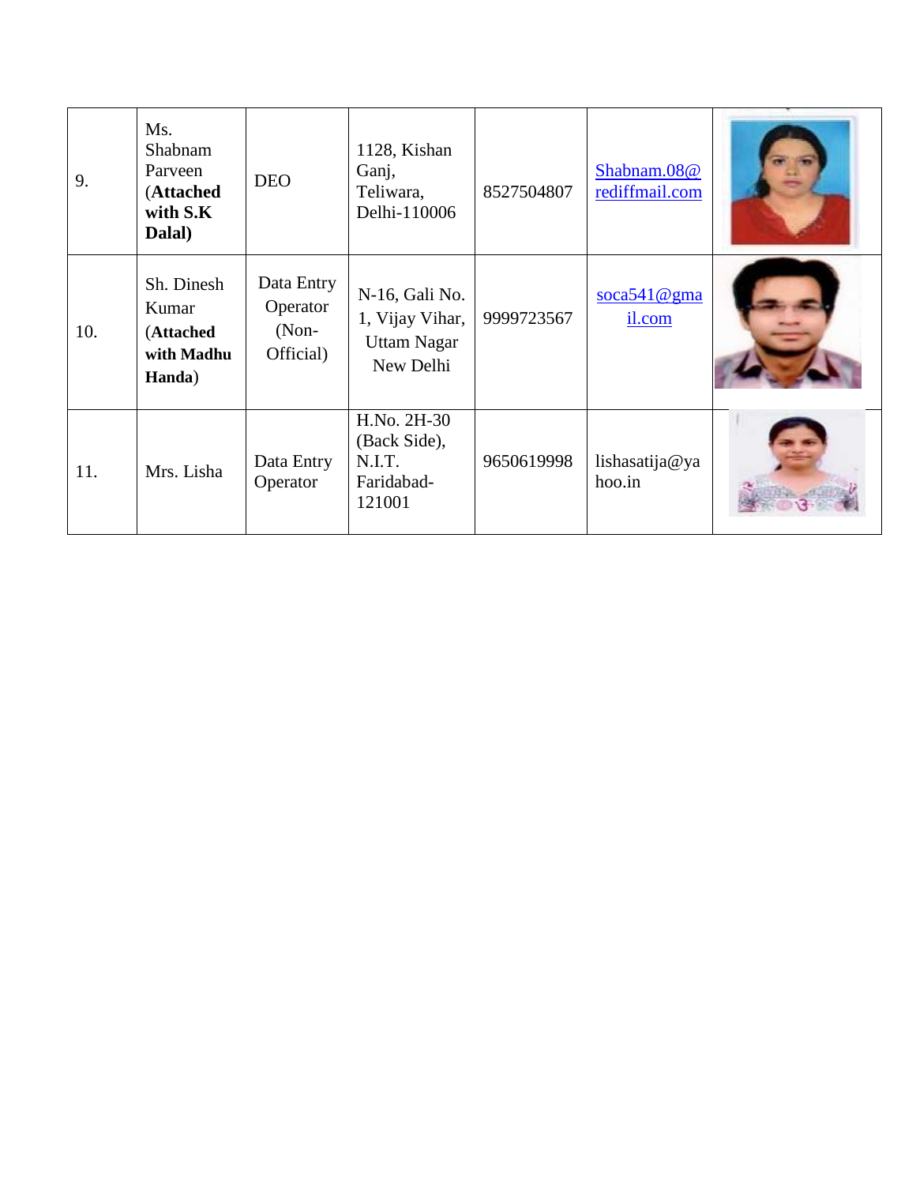| | | | | | | |
|---|---|---|---|---|---|---|
| 9. | Ms. Shabnam Parveen (**Attached with S.K Dalal)** | DEO | 1128, Kishan Ganj, Teliwara, Delhi-110006 | 8527504807 | Shabnam.08@rediffmail.com | |
| 10. | Sh. Dinesh Kumar (**Attached with Madhu Handa**) | Data Entry Operator (Non-Official) | N-16, Gali No. 1, Vijay Vihar, Uttam Nagar New Delhi | 9999723567 | soca541@gmail.com | |
| 11. | Mrs. Lisha | Data Entry Operator | H.No. 2H-30 (Back Side), N.I.T. Faridabad-121001 | 9650619998 | lishasatija@yahoo.in | |